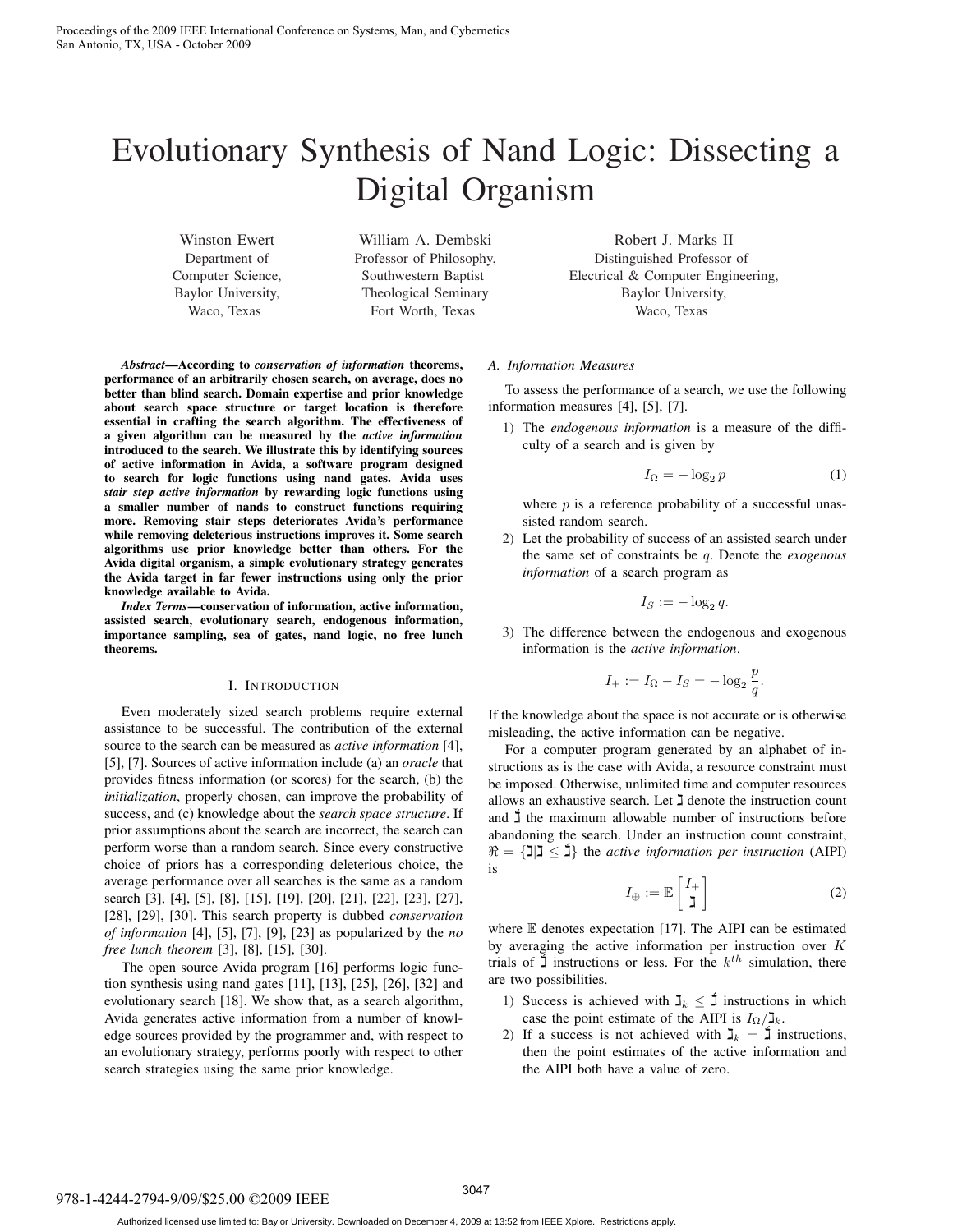# Evolutionary Synthesis of Nand Logic: Dissecting a Digital Organism

Winston Ewert
Department of Computer Science, Baylor University, Waco, Texas

William A. Dembski
Professor of Philosophy, Southwestern Baptist Theological Seminary, Fort Worth, Texas

Robert J. Marks II
Distinguished Professor of Electrical & Computer Engineering, Baylor University, Waco, Texas

***Abstract*—According to *conservation of information* theorems, performance of an arbitrarily chosen search, on average, does no better than blind search. Domain expertise and prior knowledge about search space structure or target location is therefore essential in crafting the search algorithm. The effectiveness of a given algorithm can be measured by the *active information* introduced to the search. We illustrate this by identifying sources of active information in Avida, a software program designed to search for logic functions using nand gates. Avida uses *stair step active information* by rewarding logic functions using a smaller number of nands to construct functions requiring more. Removing stair steps deteriorates Avida's performance while removing deleterious instructions improves it. Some search algorithms use prior knowledge better than others. For the Avida digital organism, a simple evolutionary strategy generates the Avida target in far fewer instructions using only the prior knowledge available to Avida.**

***Index Terms*—conservation of information, active information, assisted search, evolutionary search, endogenous information, importance sampling, sea of gates, nand logic, no free lunch theorems.**

## I. Introduction

Even moderately sized search problems require external assistance to be successful. The contribution of the external source to the search can be measured as *active information* [4], [5], [7]. Sources of active information include (a) an *oracle* that provides fitness information (or scores) for the search, (b) the *initialization*, properly chosen, can improve the probability of success, and (c) knowledge about the *search space structure*. If prior assumptions about the search are incorrect, the search can perform worse than a random search. Since every constructive choice of priors has a corresponding deleterious choice, the average performance over all searches is the same as a random search [3], [4], [5], [8], [15], [19], [20], [21], [22], [23], [27], [28], [29], [30]. This search property is dubbed *conservation of information* [4], [5], [7], [9], [23] as popularized by the *no free lunch theorem* [3], [8], [15], [30].

The open source Avida program [16] performs logic function synthesis using nand gates [11], [13], [25], [26], [32] and evolutionary search [18]. We show that, as a search algorithm, Avida generates active information from a number of knowledge sources provided by the programmer and, with respect to an evolutionary strategy, performs poorly with respect to other search strategies using the same prior knowledge.

### A. Information Measures

To assess the performance of a search, we use the following information measures [4], [5], [7].

1) The *endogenous information* is a measure of the difficulty of a search and is given by

$$I_\Omega = -\log_2 p \tag{1}$$

where $p$ is a reference probability of a successful unassisted random search.

2) Let the probability of success of an assisted search under the same set of constraints be $q$. Denote the *exogenous information* of a search program as

$$I_S := -\log_2 q.$$

3) The difference between the endogenous and exogenous information is the *active information*.

$$I_+ := I_\Omega - I_S = -\log_2 \frac{p}{q}.$$

If the knowledge about the space is not accurate or is otherwise misleading, the active information can be negative.

For a computer program generated by an alphabet of instructions as is the case with Avida, a resource constraint must be imposed. Otherwise, unlimited time and computer resources allows an exhaustive search. Let $\beth$ denote the instruction count and $\acute{\beth}$ the maximum allowable number of instructions before abandoning the search. Under an instruction count constraint, $\Re = \{\beth | \beth \leq \acute{\beth}\}$ the *active information per instruction* (AIPI) is

$$I_\oplus := \mathbb{E}\left[\frac{I_+}{\beth}\right] \tag{2}$$

where $\mathbb{E}$ denotes expectation [17]. The AIPI can be estimated by averaging the active information per instruction over $K$ trials of $\acute{\beth}$ instructions or less. For the $k^{th}$ simulation, there are two possibilities.

1) Success is achieved with $\beth_k \leq \acute{\beth}$ instructions in which case the point estimate of the AIPI is $I_\Omega / \beth_k$.
2) If a success is not achieved with $\beth_k = \acute{\beth}$ instructions, then the point estimates of the active information and the AIPI both have a value of zero.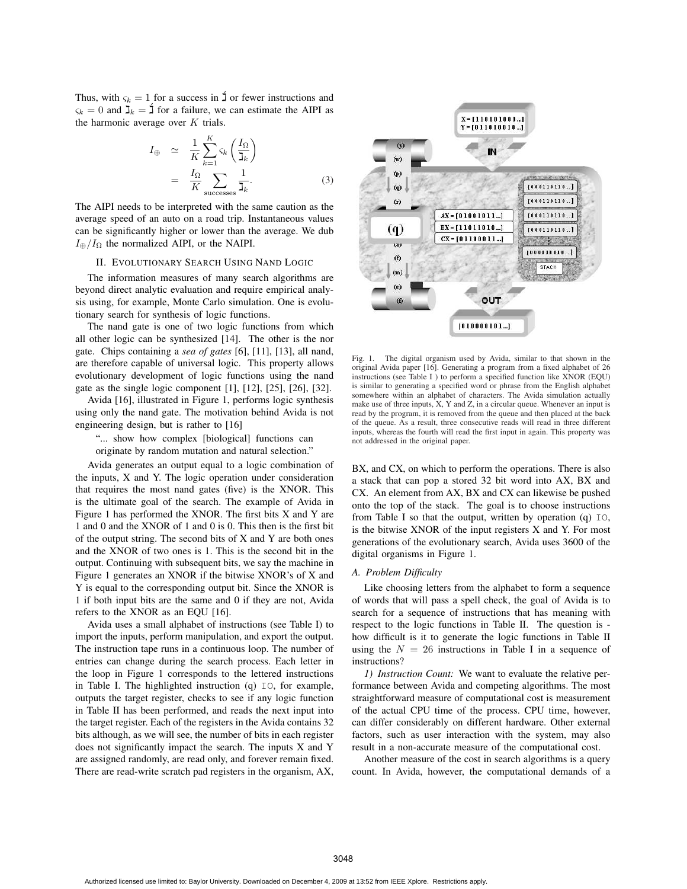Thus, with $\varsigma_k = 1$ for a success in $\acute{\daleth}$ or fewer instructions and $\varsigma_k = 0$ and $\daleth_k = \acute{\daleth}$ for a failure, we can estimate the AIPI as the harmonic average over $K$ trials.

$$
\begin{aligned}
I_{\oplus} &\simeq \frac{1}{K}\sum_{k=1}^{K} \varsigma_k \left(\frac{I_{\Omega}}{\daleth_k}\right) \\
&= \frac{I_{\Omega}}{K}\sum_{\text{successes}} \frac{1}{\daleth_k}. \qquad (3)
\end{aligned}
$$

The AIPI needs to be interpreted with the same caution as the average speed of an auto on a road trip. Instantaneous values can be significantly higher or lower than the average. We dub $I_{\oplus}/I_{\Omega}$ the normalized AIPI, or the NAIPI.

## II. Evolutionary Search Using Nand Logic

The information measures of many search algorithms are beyond direct analytic evaluation and require empirical analysis using, for example, Monte Carlo simulation. One is evolutionary search for synthesis of logic functions.

The nand gate is one of two logic functions from which all other logic can be synthesized [14]. The other is the nor gate. Chips containing a *sea of gates* [6], [11], [13], all nand, are therefore capable of universal logic. This property allows evolutionary development of logic functions using the nand gate as the single logic component [1], [12], [25], [26], [32].

Avida [16], illustrated in Figure 1, performs logic synthesis using only the nand gate. The motivation behind Avida is not engineering design, but is rather to [16]

> "... show how complex [biological] functions can originate by random mutation and natural selection."

Avida generates an output equal to a logic combination of the inputs, X and Y. The logic operation under consideration that requires the most nand gates (five) is the XNOR. This is the ultimate goal of the search. The example of Avida in Figure 1 has performed the XNOR. The first bits X and Y are 1 and 0 and the XNOR of 1 and 0 is 0. This then is the first bit of the output string. The second bits of X and Y are both ones and the XNOR of two ones is 1. This is the second bit in the output. Continuing with subsequent bits, we say the machine in Figure 1 generates an XNOR if the bitwise XNOR's of X and Y is equal to the corresponding output bit. Since the XNOR is 1 if both input bits are the same and 0 if they are not, Avida refers to the XNOR as an EQU [16].

Avida uses a small alphabet of instructions (see Table I) to import the inputs, perform manipulation, and export the output. The instruction tape runs in a continuous loop. The number of entries can change during the search process. Each letter in the loop in Figure 1 corresponds to the lettered instructions in Table I. The highlighted instruction (q) `IO`, for example, outputs the target register, checks to see if any logic function in Table II has been performed, and reads the next input into the target register. Each of the registers in the Avida contains 32 bits although, as we will see, the number of bits in each register does not significantly impact the search. The inputs X and Y are assigned randomly, are read only, and forever remain fixed. There are read-write scratch pad registers in the organism, AX, BX, and CX, on which to perform the operations. There is also a stack that can pop a stored 32 bit word into AX, BX and CX. An element from AX, BX and CX can likewise be pushed onto the top of the stack. The goal is to choose instructions from Table I so that the output, written by operation (q) `IO`, is the bitwise XNOR of the input registers X and Y. For most generations of the evolutionary search, Avida uses 3600 of the digital organisms in Figure 1.

Fig. 1. The digital organism used by Avida, similar to that shown in the original Avida paper [16]. Generating a program from a fixed alphabet of 26 instructions (see Table I ) to perform a specified function like XNOR (EQU) is similar to generating a specified word or phrase from the English alphabet somewhere within an alphabet of characters. The Avida simulation actually make use of three inputs, X, Y and Z, in a circular queue. Whenever an input is read by the program, it is removed from the queue and then placed at the back of the queue. As a result, three consecutive reads will read in three different inputs, whereas the fourth will read the first input in again. This property was not addressed in the original paper.

### A. Problem Difficulty

Like choosing letters from the alphabet to form a sequence of words that will pass a spell check, the goal of Avida is to search for a sequence of instructions that has meaning with respect to the logic functions in Table II. The question is - how difficult is it to generate the logic functions in Table II using the $N = 26$ instructions in Table I in a sequence of instructions?

*1) Instruction Count:* We want to evaluate the relative performance between Avida and competing algorithms. The most straightforward measure of computational cost is measurement of the actual CPU time of the process. CPU time, however, can differ considerably on different hardware. Other external factors, such as user interaction with the system, may also result in a non-accurate measure of the computational cost.

Another measure of the cost in search algorithms is a query count. In Avida, however, the computational demands of a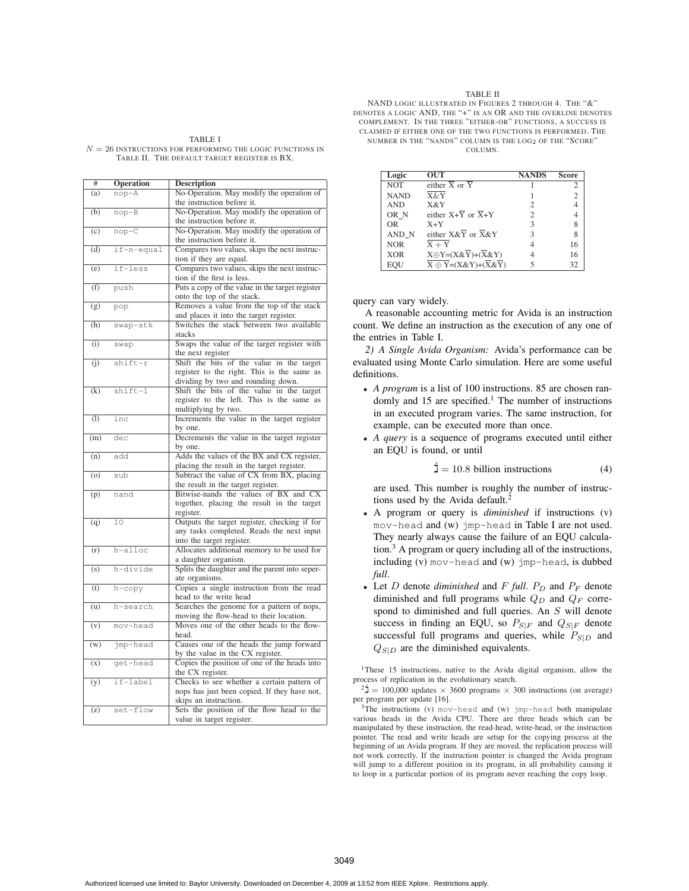TABLE I

$N = 26$ INSTRUCTIONS FOR PERFORMING THE LOGIC FUNCTIONS IN TABLE II. THE DEFAULT TARGET REGISTER IS BX.

| # | Operation | Description |
|---|---|---|
| (a) | `nop-A` | No-Operation. May modify the operation of the instruction before it. |
| (b) | `nop-B` | No-Operation. May modify the operation of the instruction before it. |
| (c) | `nop-C` | No-Operation. May modify the operation of the instruction before it. |
| (d) | `if-n-equal` | Compares two values, skips the next instruction if they are equal. |
| (e) | `if-less` | Compares two values, skips the next instruction if the first is less. |
| (f) | `push` | Puts a copy of the value in the target register onto the top of the stack. |
| (g) | `pop` | Removes a value from the top of the stack and places it into the target register. |
| (h) | `swap-stk` | Switches the stack between two available stacks |
| (i) | `swap` | Swaps the value of the target register with the next register |
| (j) | `shift-r` | Shift the bits of the value in the target register to the right. This is the same as dividing by two and rounding down. |
| (k) | `shift-l` | Shift the bits of the value in the target register to the left. This is the same as multiplying by two. |
| (l) | `inc` | Increments the value in the target register by one. |
| (m) | `dec` | Decrements the value in the target register by one. |
| (n) | `add` | Adds the values of the BX and CX register, placing the result in the target register. |
| (o) | `sub` | Subtract the value of CX from BX, placing the result in the target register. |
| (p) | `nand` | Bitwise-nands the values of BX and CX together, placing the result in the target register. |
| (q) | `IO` | Outputs the target register, checking if for any tasks completed. Reads the next input into the target register. |
| (r) | `h-alloc` | Allocates additional memory to be used for a daughter organism. |
| (s) | `h-divide` | Splits the daughter and the parent into seperate organisms. |
| (t) | `h-copy` | Copies a single instruction from the read head to the write head |
| (u) | `h-search` | Searches the genome for a pattern of nops, moving the flow-head to their location. |
| (v) | `mov-head` | Moves one of the other heads to the flow-head. |
| (w) | `jmp-head` | Causes one of the heads the jump forward by the value in the CX register. |
| (x) | `get-head` | Copies the position of one of the heads into the CX register. |
| (y) | `if-label` | Checks to see whether a certain pattern of nops has just been copied. If they have not, skips an instruction. |
| (z) | `set-flow` | Sets the position of the flow head to the value in target register. |

TABLE II

NAND LOGIC ILLUSTRATED IN FIGURES 2 THROUGH 4. THE "&" DENOTES A LOGIC AND, THE "+" IS AN OR AND THE OVERLINE DENOTES COMPLEMENT. IN THE THREE "EITHER-OR" FUNCTIONS, A SUCCESS IS CLAIMED IF EITHER ONE OF THE TWO FUNCTIONS IS PERFORMED. THE NUMBER IN THE "NANDS" COLUMN IS THE LOG2 OF THE "SCORE" COLUMN.

| Logic | OUT | NANDS | Score |
|---|---|---|---|
| NOT | either $\overline{X}$ or $\overline{Y}$ | 1 | 2 |
| NAND | $\overline{X \& Y}$ | 1 | 2 |
| AND | X&Y | 2 | 4 |
| OR_N | either $X+\overline{Y}$ or $\overline{X}+Y$ | 2 | 4 |
| OR | X+Y | 3 | 8 |
| AND_N | either $X\&\overline{Y}$ or $\overline{X}\&Y$ | 3 | 8 |
| NOR | $\overline{X+Y}$ | 4 | 16 |
| XOR | $X \oplus Y = (X\&\overline{Y}) + (\overline{X}\&Y)$ | 4 | 16 |
| EQU | $\overline{X \oplus Y} = (X\&Y) + (\overline{X}\&\overline{Y})$ | 5 | 32 |

query can vary widely.

A reasonable accounting metric for Avida is an instruction count. We define an instruction as the execution of any one of the entries in Table I.

*2) A Single Avida Organism:* Avida's performance can be evaluated using Monte Carlo simulation. Here are some useful definitions.

- *A program* is a list of 100 instructions. 85 are chosen randomly and 15 are specified.[1] The number of instructions in an executed program varies. The same instruction, for example, can be executed more than once.
- *A query* is a sequence of programs executed until either an EQU is found, or until

$$\acute{\beth} = 10.8 \text{ billion instructions} \tag{4}$$

are used. This number is roughly the number of instructions used by the Avida default.[2]
- A program or query is *diminished* if instructions (v) `mov-head` and (w) `jmp-head` in Table I are not used. They nearly always cause the failure of an EQU calculation.[3] A program or query including all of the instructions, including (v) `mov-head` and (w) `jmp-head`, is dubbed *full*.
- Let $D$ denote *diminished* and $F$ *full*. $P_D$ and $P_F$ denote diminished and full programs while $Q_D$ and $Q_F$ correspond to diminished and full queries. An $S$ will denote success in finding an EQU, so $P_{S|F}$ and $Q_{S|F}$ denote successful full programs and queries, while $P_{S|D}$ and $Q_{S|D}$ are the diminished equivalents.

[1] These 15 instructions, native to the Avida digital organism, allow the process of replication in the evolutionary search.

[2] $\acute{\beth}$ = 100,000 updates × 3600 programs × 300 instructions (on average) per program per update [16].

[3] The instructions (v) `mov-head` and (w) `jmp-head` both manipulate various heads in the Avida CPU. There are three heads which can be manipulated by these instruction, the read-head, write-head, or the instruction pointer. The read and write heads are setup for the copying process at the beginning of an Avida program. If they are moved, the replication process will not work correctly. If the instruction pointer is changed the Avida program will jump to a different position in its program, in all probability causing it to loop in a particular portion of its program never reaching the copy loop.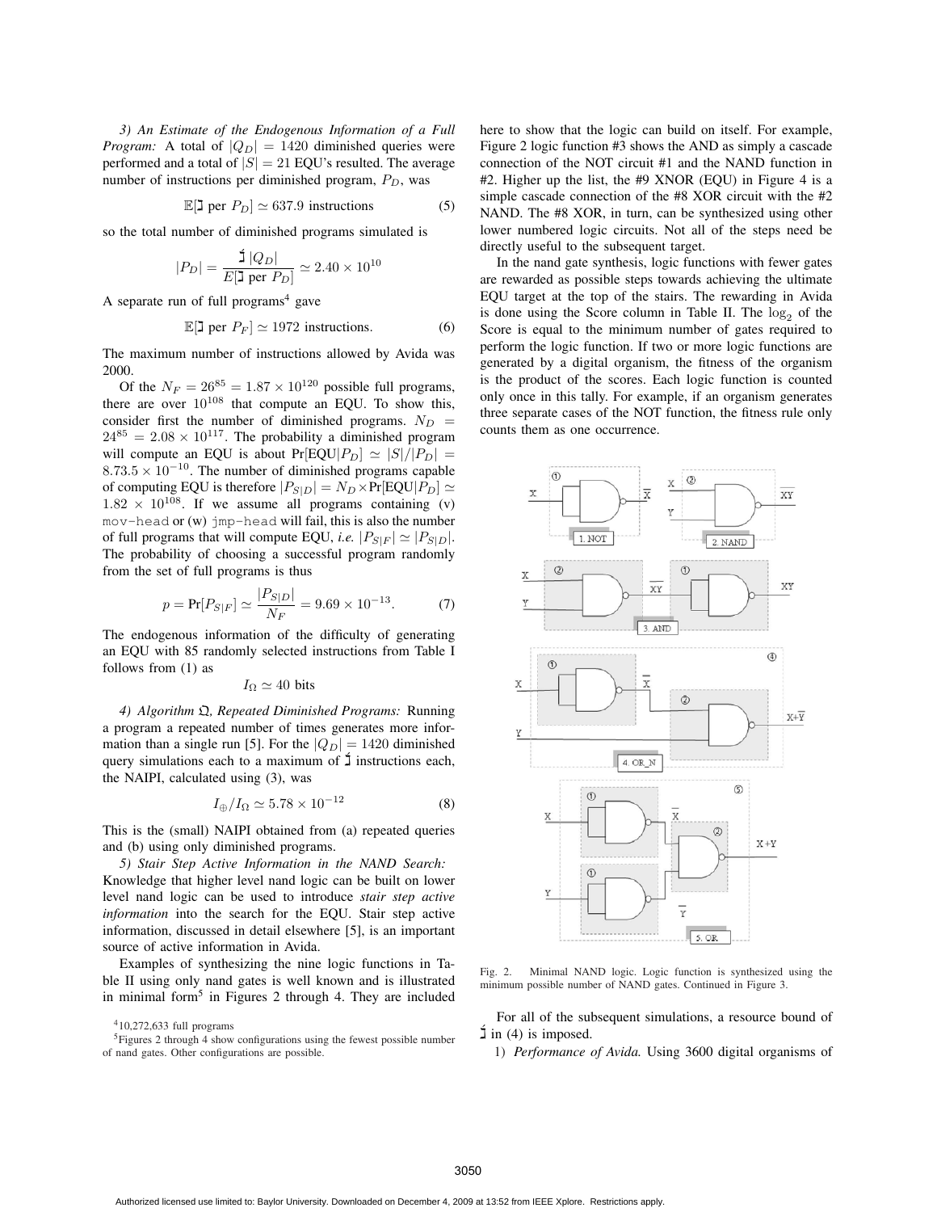*3) An Estimate of the Endogenous Information of a Full Program:* A total of $|Q_D| = 1420$ diminished queries were performed and a total of $|S| = 21$ EQU's resulted. The average number of instructions per diminished program, $P_D$, was

$$\mathbb{E}[\beth \text{ per } P_D] \simeq 637.9 \text{ instructions} \tag{5}$$

so the total number of diminished programs simulated is

$$|P_D| = \frac{\acute{\beth}\, |Q_D|}{E[\beth \text{ per } P_D]} \simeq 2.40 \times 10^{10}$$

A separate run of full programs[4] gave

$$\mathbb{E}[\beth \text{ per } P_F] \simeq 1972 \text{ instructions.} \tag{6}$$

The maximum number of instructions allowed by Avida was 2000.

Of the $N_F = 26^{85} = 1.87 \times 10^{120}$ possible full programs, there are over $10^{108}$ that compute an EQU. To show this, consider first the number of diminished programs. $N_D = 24^{85} = 2.08 \times 10^{117}$. The probability a diminished program will compute an EQU is about $\Pr[\text{EQU}|P_D] \simeq |S|/|P_D| = 8.73.5 \times 10^{-10}$. The number of diminished programs capable of computing EQU is therefore $|P_{S|D}| = N_D \times \Pr[\text{EQU}|P_D] \simeq 1.82 \times 10^{108}$. If we assume all programs containing (v) `mov-head` or (w) `jmp-head` will fail, this is also the number of full programs that will compute EQU, *i.e.* $|P_{S|F}| \simeq |P_{S|D}|$. The probability of choosing a successful program randomly from the set of full programs is thus

$$p = \Pr[P_{S|F}] \simeq \frac{|P_{S|D}|}{N_F} = 9.69 \times 10^{-13}. \tag{7}$$

The endogenous information of the difficulty of generating an EQU with 85 randomly selected instructions from Table I follows from (1) as

$$I_\Omega \simeq 40 \text{ bits}$$

*4) Algorithm $\mathfrak{Q}$, Repeated Diminished Programs:* Running a program a repeated number of times generates more information than a single run [5]. For the $|Q_D| = 1420$ diminished query simulations each to a maximum of $\acute{\beth}$ instructions each, the NAIPI, calculated using (3), was

$$I_\oplus / I_\Omega \simeq 5.78 \times 10^{-12} \tag{8}$$

This is the (small) NAIPI obtained from (a) repeated queries and (b) using only diminished programs.

*5) Stair Step Active Information in the NAND Search:* Knowledge that higher level nand logic can be built on lower level nand logic can be used to introduce *stair step active information* into the search for the EQU. Stair step active information, discussed in detail elsewhere [5], is an important source of active information in Avida.

Examples of synthesizing the nine logic functions in Table II using only nand gates is well known and is illustrated in minimal form[5] in Figures 2 through 4. They are included here to show that the logic can build on itself. For example, Figure 2 logic function #3 shows the AND as simply a cascade connection of the NOT circuit #1 and the NAND function in #2. Higher up the list, the #9 XNOR (EQU) in Figure 4 is a simple cascade connection of the #8 XOR circuit with the #2 NAND. The #8 XOR, in turn, can be synthesized using other lower numbered logic circuits. Not all of the steps need be directly useful to the subsequent target.

In the nand gate synthesis, logic functions with fewer gates are rewarded as possible steps towards achieving the ultimate EQU target at the top of the stairs. The rewarding in Avida is done using the Score column in Table II. The $\log_2$ of the Score is equal to the minimum number of gates required to perform the logic function. If two or more logic functions are generated by a digital organism, the fitness of the organism is the product of the scores. Each logic function is counted only once in this tally. For example, if an organism generates three separate cases of the NOT function, the fitness rule only counts them as one occurrence.

Fig. 2. Minimal NAND logic. Logic function is synthesized using the minimum possible number of NAND gates. Continued in Figure 3.

For all of the subsequent simulations, a resource bound of $\acute{\beth}$ in (4) is imposed.

1) *Performance of Avida.* Using 3600 digital organisms of

[4] 10,272,633 full programs

[5] Figures 2 through 4 show configurations using the fewest possible number of nand gates. Other configurations are possible.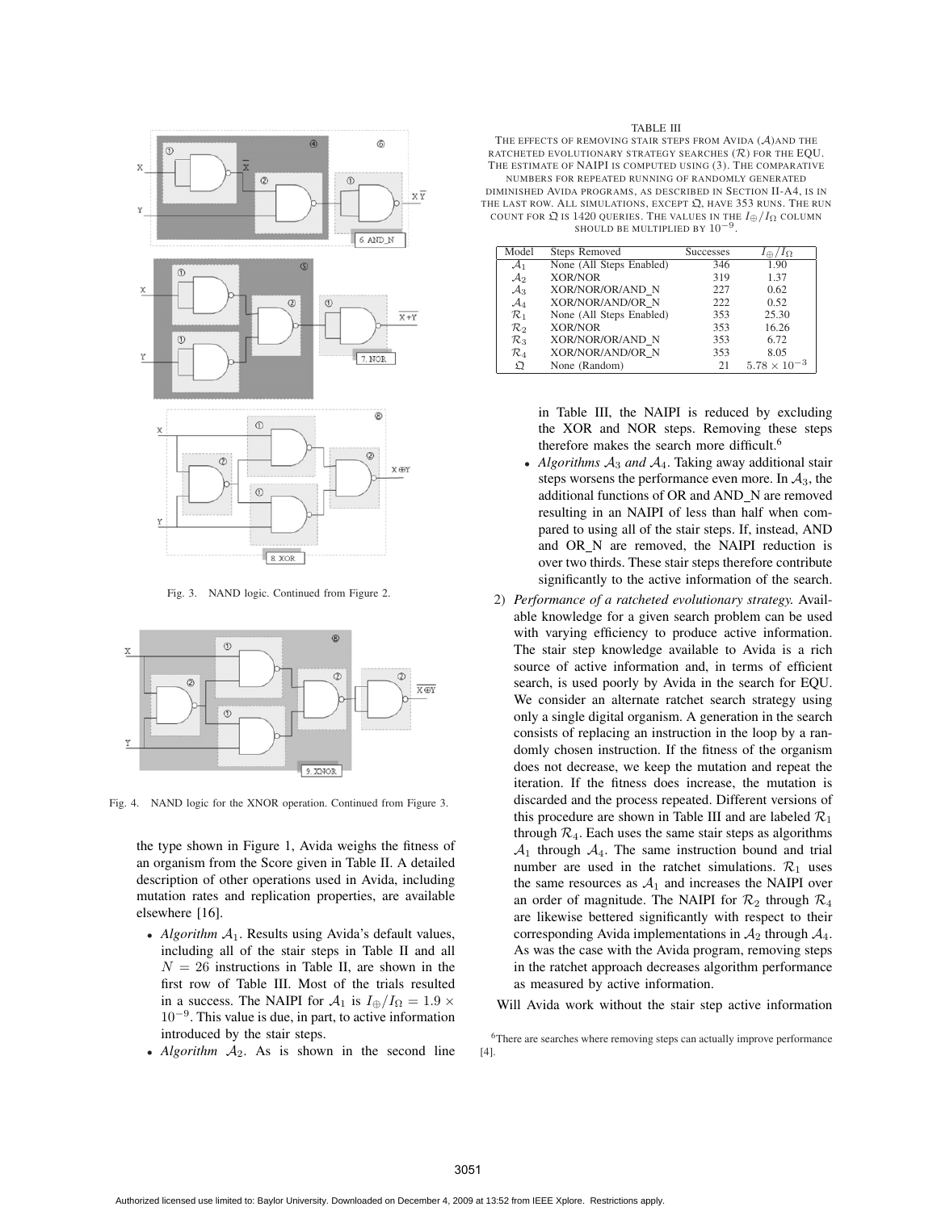Fig. 3. NAND logic. Continued from Figure 2.

Fig. 4. NAND logic for the XNOR operation. Continued from Figure 3.

the type shown in Figure 1, Avida weighs the fitness of an organism from the Score given in Table II. A detailed description of other operations used in Avida, including mutation rates and replication properties, are available elsewhere [16].

- *Algorithm* $\mathcal{A}_1$. Results using Avida's default values, including all of the stair steps in Table II and all $N = 26$ instructions in Table II, are shown in the first row of Table III. Most of the trials resulted in a success. The NAIPI for $\mathcal{A}_1$ is $I_{\oplus}/I_{\Omega} = 1.9 \times 10^{-9}$. This value is due, in part, to active information introduced by the stair steps.
- *Algorithm* $\mathcal{A}_2$. As is shown in the second line in Table III, the NAIPI is reduced by excluding the XOR and NOR steps. Removing these steps therefore makes the search more difficult.[6]
- *Algorithms* $\mathcal{A}_3$ *and* $\mathcal{A}_4$. Taking away additional stair steps worsens the performance even more. In $\mathcal{A}_3$, the additional functions of OR and AND_N are removed resulting in an NAIPI of less than half when compared to using all of the stair steps. If, instead, AND and OR_N are removed, the NAIPI reduction is over two thirds. These stair steps therefore contribute significantly to the active information of the search.

TABLE III

THE EFFECTS OF REMOVING STAIR STEPS FROM AVIDA ($\mathcal{A}$) AND THE RATCHETED EVOLUTIONARY STRATEGY SEARCHES ($\mathcal{R}$) FOR THE EQU. THE ESTIMATE OF NAIPI IS COMPUTED USING (3). THE COMPARATIVE NUMBERS FOR REPEATED RUNNING OF RANDOMLY GENERATED DIMINISHED AVIDA PROGRAMS, AS DESCRIBED IN SECTION II-A4, IS IN THE LAST ROW. ALL SIMULATIONS, EXCEPT $\mathfrak{Q}$, HAVE 353 RUNS. THE RUN COUNT FOR $\mathfrak{Q}$ IS 1420 QUERIES. THE VALUES IN THE $I_{\oplus}/I_{\Omega}$ COLUMN SHOULD BE MULTIPLIED BY $10^{-9}$.

| Model | Steps Removed | Successes | $I_{\oplus}/I_{\Omega}$ |
|---|---|---|---|
| $\mathcal{A}_1$ | None (All Steps Enabled) | 346 | 1.90 |
| $\mathcal{A}_2$ | XOR/NOR | 319 | 1.37 |
| $\mathcal{A}_3$ | XOR/NOR/OR/AND_N | 227 | 0.62 |
| $\mathcal{A}_4$ | XOR/NOR/AND/OR_N | 222 | 0.52 |
| $\mathcal{R}_1$ | None (All Steps Enabled) | 353 | 25.30 |
| $\mathcal{R}_2$ | XOR/NOR | 353 | 16.26 |
| $\mathcal{R}_3$ | XOR/NOR/OR/AND_N | 353 | 6.72 |
| $\mathcal{R}_4$ | XOR/NOR/AND/OR_N | 353 | 8.05 |
| $\mathfrak{Q}$ | None (Random) | 21 | $5.78 \times 10^{-3}$ |

2) *Performance of a ratcheted evolutionary strategy.* Available knowledge for a given search problem can be used with varying efficiency to produce active information. The stair step knowledge available to Avida is a rich source of active information and, in terms of efficient search, is used poorly by Avida in the search for EQU. We consider an alternate ratchet search strategy using only a single digital organism. A generation in the search consists of replacing an instruction in the loop by a randomly chosen instruction. If the fitness of the organism does not decrease, we keep the mutation and repeat the iteration. If the fitness does increase, the mutation is discarded and the process repeated. Different versions of this procedure are shown in Table III and are labeled $\mathcal{R}_1$ through $\mathcal{R}_4$. Each uses the same stair steps as algorithms $\mathcal{A}_1$ through $\mathcal{A}_4$. The same instruction bound and trial number are used in the ratchet simulations. $\mathcal{R}_1$ uses the same resources as $\mathcal{A}_1$ and increases the NAIPI over an order of magnitude. The NAIPI for $\mathcal{R}_2$ through $\mathcal{R}_4$ are likewise bettered significantly with respect to their corresponding Avida implementations in $\mathcal{A}_2$ through $\mathcal{A}_4$. As was the case with the Avida program, removing steps in the ratchet approach decreases algorithm performance as measured by active information.

Will Avida work without the stair step active information

[6] There are searches where removing steps can actually improve performance [4].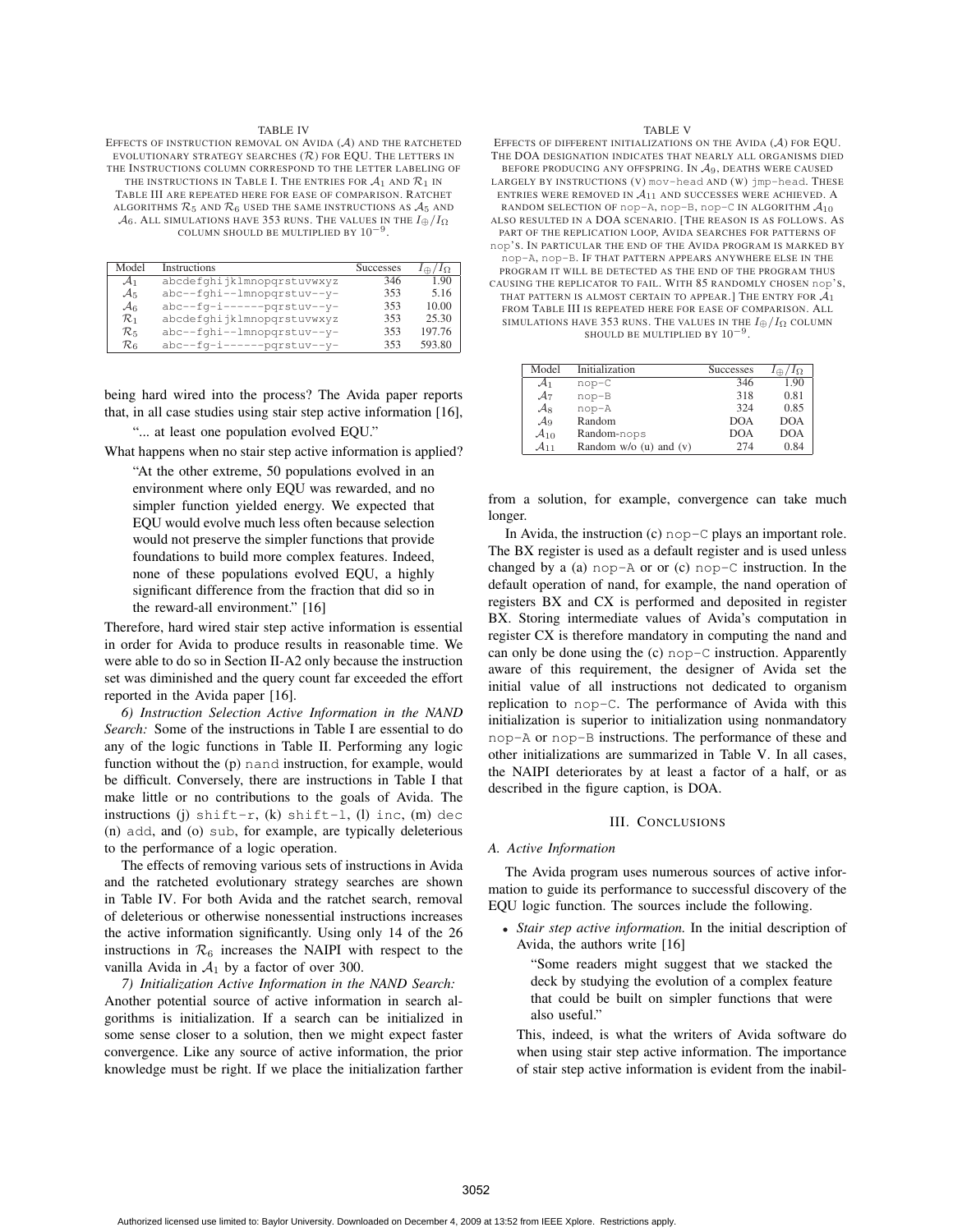TABLE IV

EFFECTS OF INSTRUCTION REMOVAL ON AVIDA ($\mathcal{A}$) AND THE RATCHETED EVOLUTIONARY STRATEGY SEARCHES ($\mathcal{R}$) FOR EQU. THE LETTERS IN THE INSTRUCTIONS COLUMN CORRESPOND TO THE LETTER LABELING OF THE INSTRUCTIONS IN TABLE I. THE ENTRIES FOR $\mathcal{A}_1$ AND $\mathcal{R}_1$ IN TABLE III ARE REPEATED HERE FOR EASE OF COMPARISON. RATCHET ALGORITHMS $\mathcal{R}_5$ AND $\mathcal{R}_6$ USED THE SAME INSTRUCTIONS AS $\mathcal{A}_5$ AND $\mathcal{A}_6$. ALL SIMULATIONS HAVE 353 RUNS. THE VALUES IN THE $I_\oplus/I_\Omega$ COLUMN SHOULD BE MULTIPLIED BY $10^{-9}$.

| Model | Instructions | Successes | $I_\oplus/I_\Omega$ |
|---|---|---|---|
| $\mathcal{A}_1$ | `abcdefghijklmnopqrstuvwxyz` | 346 | 1.90 |
| $\mathcal{A}_5$ | `abc--fghi--lmnopqrstuv--y-` | 353 | 5.16 |
| $\mathcal{A}_6$ | `abc--fg-i------pqrstuv--y-` | 353 | 10.00 |
| $\mathcal{R}_1$ | `abcdefghijklmnopqrstuvwxyz` | 353 | 25.30 |
| $\mathcal{R}_5$ | `abc--fghi--lmnopqrstuv--y-` | 353 | 197.76 |
| $\mathcal{R}_6$ | `abc--fg-i------pqrstuv--y-` | 353 | 593.80 |

being hard wired into the process? The Avida paper reports that, in all case studies using stair step active information [16],

> "... at least one population evolved EQU."

What happens when no stair step active information is applied?

> "At the other extreme, 50 populations evolved in an environment where only EQU was rewarded, and no simpler function yielded energy. We expected that EQU would evolve much less often because selection would not preserve the simpler functions that provide foundations to build more complex features. Indeed, none of these populations evolved EQU, a highly significant difference from the fraction that did so in the reward-all environment." [16]

Therefore, hard wired stair step active information is essential in order for Avida to produce results in reasonable time. We were able to do so in Section II-A2 only because the instruction set was diminished and the query count far exceeded the effort reported in the Avida paper [16].

*6) Instruction Selection Active Information in the NAND Search:* Some of the instructions in Table I are essential to do any of the logic functions in Table II. Performing any logic function without the (p) `nand` instruction, for example, would be difficult. Conversely, there are instructions in Table I that make little or no contributions to the goals of Avida. The instructions (j) `shift-r`, (k) `shift-l`, (l) `inc`, (m) `dec` (n) `add`, and (o) `sub`, for example, are typically deleterious to the performance of a logic operation.

The effects of removing various sets of instructions in Avida and the ratcheted evolutionary strategy searches are shown in Table IV. For both Avida and the ratchet search, removal of deleterious or otherwise nonessential instructions increases the active information significantly. Using only 14 of the 26 instructions in $\mathcal{R}_6$ increases the NAIPI with respect to the vanilla Avida in $\mathcal{A}_1$ by a factor of over 300.

*7) Initialization Active Information in the NAND Search:* Another potential source of active information in search algorithms is initialization. If a search can be initialized in some sense closer to a solution, then we might expect faster convergence. Like any source of active information, the prior knowledge must be right. If we place the initialization farther from a solution, for example, convergence can take much longer.

TABLE V

EFFECTS OF DIFFERENT INITIALIZATIONS ON THE AVIDA ($\mathcal{A}$) FOR EQU. THE DOA DESIGNATION INDICATES THAT NEARLY ALL ORGANISMS DIED BEFORE PRODUCING ANY OFFSPRING. IN $\mathcal{A}_9$, DEATHS WERE CAUSED LARGELY BY INSTRUCTIONS (V) `mov-head` AND (W) `jmp-head`. THESE ENTRIES WERE REMOVED IN $\mathcal{A}_{11}$ AND SUCCESSES WERE ACHIEVED. A RANDOM SELECTION OF `nop-A`, `nop-B`, `nop-C` IN ALGORITHM $\mathcal{A}_{10}$ ALSO RESULTED IN A DOA SCENARIO. [THE REASON IS AS FOLLOWS. AS PART OF THE REPLICATION LOOP, AVIDA SEARCHES FOR PATTERNS OF `nop`'S. IN PARTICULAR THE END OF THE AVIDA PROGRAM IS MARKED BY `nop-A`, `nop-B`. IF THAT PATTERN APPEARS ANYWHERE ELSE IN THE PROGRAM IT WILL BE DETECTED AS THE END OF THE PROGRAM THUS CAUSING THE REPLICATOR TO FAIL. WITH 85 RANDOMLY CHOSEN `nop`'S, THAT PATTERN IS ALMOST CERTAIN TO APPEAR.] THE ENTRY FOR $\mathcal{A}_1$ FROM TABLE III IS REPEATED HERE FOR EASE OF COMPARISON. ALL SIMULATIONS HAVE 353 RUNS. THE VALUES IN THE $I_\oplus/I_\Omega$ COLUMN SHOULD BE MULTIPLIED BY $10^{-9}$.

| Model | Initialization | Successes | $I_\oplus/I_\Omega$ |
|---|---|---|---|
| $\mathcal{A}_1$ | `nop-C` | 346 | 1.90 |
| $\mathcal{A}_7$ | `nop-B` | 318 | 0.81 |
| $\mathcal{A}_8$ | `nop-A` | 324 | 0.85 |
| $\mathcal{A}_9$ | Random | DOA | DOA |
| $\mathcal{A}_{10}$ | Random-`nop`s | DOA | DOA |
| $\mathcal{A}_{11}$ | Random w/o (u) and (v) | 274 | 0.84 |

In Avida, the instruction (c) `nop-C` plays an important role. The BX register is used as a default register and is used unless changed by a (a) `nop-A` or or (c) `nop-C` instruction. In the default operation of nand, for example, the nand operation of registers BX and CX is performed and deposited in register BX. Storing intermediate values of Avida's computation in register CX is therefore mandatory in computing the nand and can only be done using the (c) `nop-C` instruction. Apparently aware of this requirement, the designer of Avida set the initial value of all instructions not dedicated to organism replication to `nop-C`. The performance of Avida with this initialization is superior to initialization using nonmandatory `nop-A` or `nop-B` instructions. The performance of these and other initializations are summarized in Table V. In all cases, the NAIPI deteriorates by at least a factor of a half, or as described in the figure caption, is DOA.

## III. CONCLUSIONS

### *A. Active Information*

The Avida program uses numerous sources of active information to guide its performance to successful discovery of the EQU logic function. The sources include the following.

- *Stair step active information.* In the initial description of Avida, the authors write [16]

  > "Some readers might suggest that we stacked the deck by studying the evolution of a complex feature that could be built on simpler functions that were also useful."

  This, indeed, is what the writers of Avida software do when using stair step active information. The importance of stair step active information is evident from the inabil-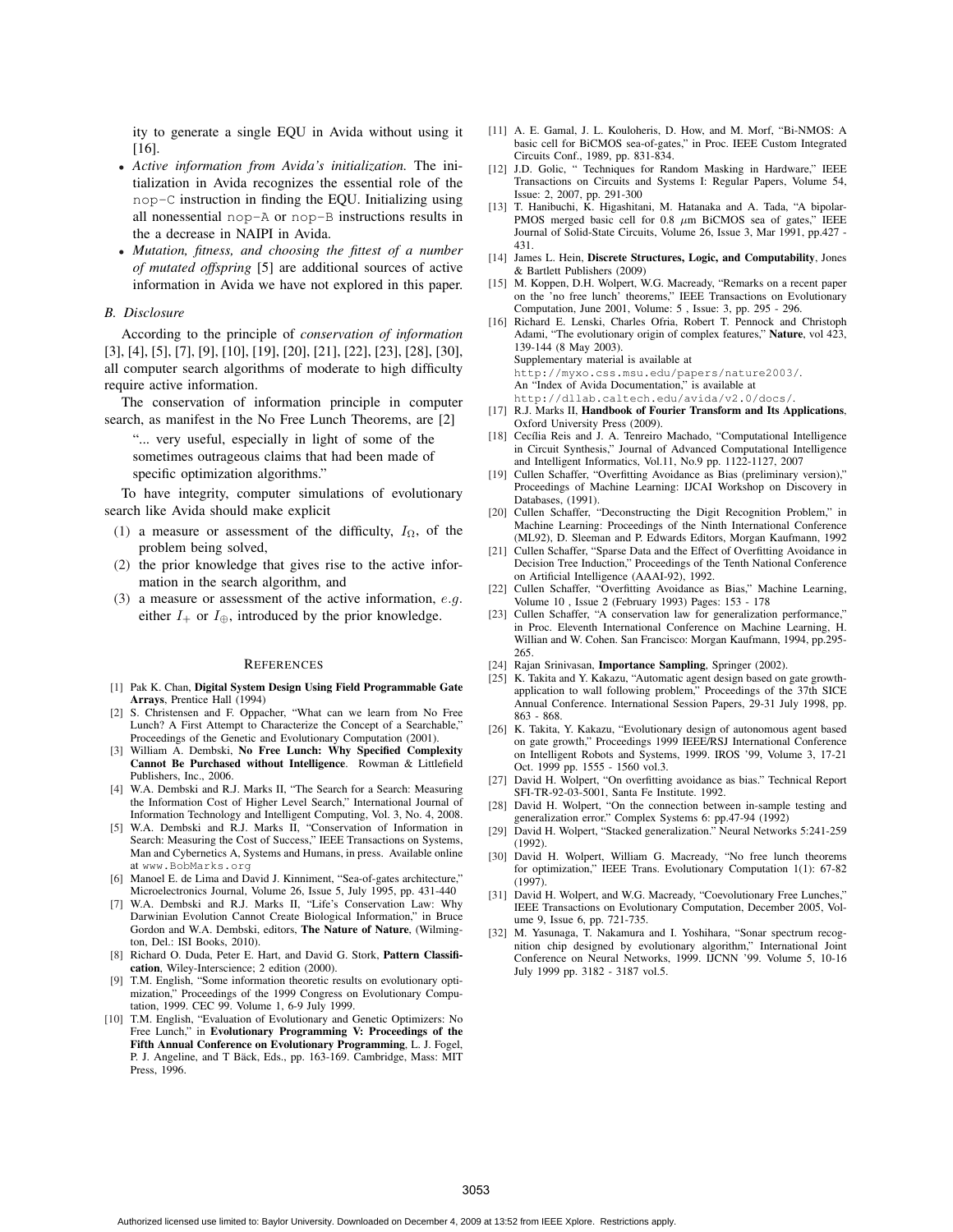ity to generate a single EQU in Avida without using it [16].

- *Active information from Avida's initialization.* The initialization in Avida recognizes the essential role of the `nop-C` instruction in finding the EQU. Initializing using all nonessential `nop-A` or `nop-B` instructions results in the a decrease in NAIPI in Avida.
- *Mutation, fitness, and choosing the fittest of a number of mutated offspring* [5] are additional sources of active information in Avida we have not explored in this paper.

### B. Disclosure

According to the principle of *conservation of information* [3], [4], [5], [7], [9], [10], [19], [20], [21], [22], [23], [28], [30], all computer search algorithms of moderate to high difficulty require active information.

The conservation of information principle in computer search, as manifest in the No Free Lunch Theorems, are [2]

> "... very useful, especially in light of some of the sometimes outrageous claims that had been made of specific optimization algorithms."

To have integrity, computer simulations of evolutionary search like Avida should make explicit

1. a measure or assessment of the difficulty, $I_\Omega$, of the problem being solved,
2. the prior knowledge that gives rise to the active information in the search algorithm, and
3. a measure or assessment of the active information, $e.g.$ either $I_+$ or $I_\oplus$, introduced by the prior knowledge.

## References

[1] Pak K. Chan, **Digital System Design Using Field Programmable Gate Arrays**, Prentice Hall (1994)

[2] S. Christensen and F. Oppacher, "What can we learn from No Free Lunch? A First Attempt to Characterize the Concept of a Searchable," Proceedings of the Genetic and Evolutionary Computation (2001).

[3] William A. Dembski, **No Free Lunch: Why Specified Complexity Cannot Be Purchased without Intelligence**. Rowman & Littlefield Publishers, Inc., 2006.

[4] W.A. Dembski and R.J. Marks II, "The Search for a Search: Measuring the Information Cost of Higher Level Search," International Journal of Information Technology and Intelligent Computing, Vol. 3, No. 4, 2008.

[5] W.A. Dembski and R.J. Marks II, "Conservation of Information in Search: Measuring the Cost of Success," IEEE Transactions on Systems, Man and Cybernetics A, Systems and Humans, in press. Available online at `www.BobMarks.org`

[6] Manoel E. de Lima and David J. Kinniment, "Sea-of-gates architecture," Microelectronics Journal, Volume 26, Issue 5, July 1995, pp. 431-440

[7] W.A. Dembski and R.J. Marks II, "Life's Conservation Law: Why Darwinian Evolution Cannot Create Biological Information," in Bruce Gordon and W.A. Dembski, editors, **The Nature of Nature**, (Wilmington, Del.: ISI Books, 2010).

[8] Richard O. Duda, Peter E. Hart, and David G. Stork, **Pattern Classification**, Wiley-Interscience; 2 edition (2000).

[9] T.M. English, "Some information theoretic results on evolutionary optimization," Proceedings of the 1999 Congress on Evolutionary Computation, 1999. CEC 99. Volume 1, 6-9 July 1999.

[10] T.M. English, "Evaluation of Evolutionary and Genetic Optimizers: No Free Lunch," in **Evolutionary Programming V: Proceedings of the Fifth Annual Conference on Evolutionary Programming**, L. J. Fogel, P. J. Angeline, and T Bäck, Eds., pp. 163-169. Cambridge, Mass: MIT Press, 1996.

[11] A. E. Gamal, J. L. Kouloheris, D. How, and M. Morf, "Bi-NMOS: A basic cell for BiCMOS sea-of-gates," in Proc. IEEE Custom Integrated Circuits Conf., 1989, pp. 831-834.

[12] J.D. Golic, " Techniques for Random Masking in Hardware," IEEE Transactions on Circuits and Systems I: Regular Papers, Volume 54, Issue: 2, 2007, pp. 291-300

[13] T. Hanibuchi, K. Higashitani, M. Hatanaka and A. Tada, "A bipolar-PMOS merged basic cell for 0.8 $\mu$m BiCMOS sea of gates," IEEE Journal of Solid-State Circuits, Volume 26, Issue 3, Mar 1991, pp.427 - 431.

[14] James L. Hein, **Discrete Structures, Logic, and Computability**, Jones & Bartlett Publishers (2009)

[15] M. Koppen, D.H. Wolpert, W.G. Macready, "Remarks on a recent paper on the 'no free lunch' theorems," IEEE Transactions on Evolutionary Computation, June 2001, Volume: 5 , Issue: 3, pp. 295 - 296.

[16] Richard E. Lenski, Charles Ofria, Robert T. Pennock and Christoph Adami, "The evolutionary origin of complex features," **Nature**, vol 423, 139-144 (8 May 2003).
Supplementary material is available at
`http://myxo.css.msu.edu/papers/nature2003/`.
An "Index of Avida Documentation," is available at
`http://dllab.caltech.edu/avida/v2.0/docs/`.

[17] R.J. Marks II, **Handbook of Fourier Transform and Its Applications**, Oxford University Press (2009).

[18] Cecília Reis and J. A. Tenreiro Machado, "Computational Intelligence in Circuit Synthesis," Journal of Advanced Computational Intelligence and Intelligent Informatics, Vol.11, No.9 pp. 1122-1127, 2007

[19] Cullen Schaffer, "Overfitting Avoidance as Bias (preliminary version)," Proceedings of Machine Learning: IJCAI Workshop on Discovery in Databases, (1991).

[20] Cullen Schaffer, "Deconstructing the Digit Recognition Problem," in Machine Learning: Proceedings of the Ninth International Conference (ML92), D. Sleeman and P. Edwards Editors, Morgan Kaufmann, 1992

[21] Cullen Schaffer, "Sparse Data and the Effect of Overfitting Avoidance in Decision Tree Induction," Proceedings of the Tenth National Conference on Artificial Intelligence (AAAI-92), 1992.

[22] Cullen Schaffer, "Overfitting Avoidance as Bias," Machine Learning, Volume 10 , Issue 2 (February 1993) Pages: 153 - 178

[23] Cullen Schaffer, "A conservation law for generalization performance," in Proc. Eleventh International Conference on Machine Learning, H. Willian and W. Cohen. San Francisco: Morgan Kaufmann, 1994, pp.295-265.

[24] Rajan Srinivasan, **Importance Sampling**, Springer (2002).

[25] K. Takita and Y. Kakazu, "Automatic agent design based on gate growth-application to wall following problem," Proceedings of the 37th SICE Annual Conference. International Session Papers, 29-31 July 1998, pp. 863 - 868.

[26] K. Takita, Y. Kakazu, "Evolutionary design of autonomous agent based on gate growth," Proceedings 1999 IEEE/RSJ International Conference on Intelligent Robots and Systems, 1999. IROS '99, Volume 3, 17-21 Oct. 1999 pp. 1555 - 1560 vol.3.

[27] David H. Wolpert, "On overfitting avoidance as bias." Technical Report SFI-TR-92-03-5001, Santa Fe Institute. 1992.

[28] David H. Wolpert, "On the connection between in-sample testing and generalization error." Complex Systems 6: pp.47-94 (1992)

[29] David H. Wolpert, "Stacked generalization." Neural Networks 5:241-259 (1992).

[30] David H. Wolpert, William G. Macready, "No free lunch theorems for optimization," IEEE Trans. Evolutionary Computation 1(1): 67-82 (1997).

[31] David H. Wolpert, and W.G. Macready, "Coevolutionary Free Lunches," IEEE Transactions on Evolutionary Computation, December 2005, Volume 9, Issue 6, pp. 721-735.

[32] M. Yasunaga, T. Nakamura and I. Yoshihara, "Sonar spectrum recognition chip designed by evolutionary algorithm," International Joint Conference on Neural Networks, 1999. IJCNN '99. Volume 5, 10-16 July 1999 pp. 3182 - 3187 vol.5.